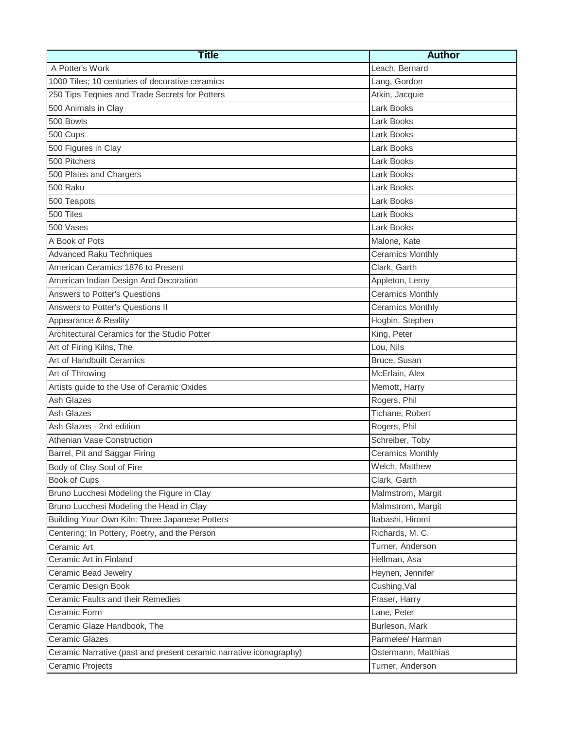| Title | Author |
|---|---|
| A Potter's Work | Leach, Bernard |
| 1000 Tiles; 10 centuries of decorative ceramics | Lang, Gordon |
| 250 Tips Teqnies and Trade Secrets for Potters | Atkin, Jacquie |
| 500 Animals in Clay | Lark Books |
| 500 Bowls | Lark Books |
| 500 Cups | Lark Books |
| 500 Figures in Clay | Lark Books |
| 500 Pitchers | Lark Books |
| 500 Plates and Chargers | Lark Books |
| 500 Raku | Lark Books |
| 500 Teapots | Lark Books |
| 500 Tiles | Lark Books |
| 500 Vases | Lark Books |
| A Book of Pots | Malone, Kate |
| Advanced Raku Techniques | Ceramics Monthly |
| American Ceramics 1876 to Present | Clark, Garth |
| American Indian Design And Decoration | Appleton, Leroy |
| Answers to Potter's Questions | Ceramics Monthly |
| Answers to Potter's Questions II | Ceramics Monthly |
| Appearance & Reality | Hogbin, Stephen |
| Architectural Ceramics for the Studio Potter | King, Peter |
| Art of Firing Kilns, The | Lou, Nils |
| Art of Handbuilt Ceramics | Bruce, Susan |
| Art of Throwing | McErlain, Alex |
| Artists guide to the Use of Ceramic Oxides | Memott, Harry |
| Ash Glazes | Rogers, Phil |
| Ash Glazes | Tichane, Robert |
| Ash Glazes - 2nd edition | Rogers, Phil |
| Athenian Vase Construction | Schreiber, Toby |
| Barrel, Pit and Saggar Firing | Ceramics Monthly |
| Body of Clay Soul of Fire | Welch, Matthew |
| Book of Cups | Clark, Garth |
| Bruno Lucchesi Modeling the Figure in Clay | Malmstrom, Margit |
| Bruno Lucchesi Modeling the Head in Clay | Malmstrom, Margit |
| Building Your Own Kiln: Three Japanese Potters | Itabashi, Hiromi |
| Centering: In Pottery, Poetry, and the Person | Richards, M. C. |
| Ceramic Art | Turner, Anderson |
| Ceramic Art in Finland | Hellman, Asa |
| Ceramic Bead Jewelry | Heynen, Jennifer |
| Ceramic Design Book | Cushing,Val |
| Ceramic Faults and their Remedies | Fraser, Harry |
| Ceramic Form | Lane, Peter |
| Ceramic Glaze Handbook, The | Burleson, Mark |
| Ceramic Glazes | Parmelee/ Harman |
| Ceramic Narrative (past and present ceramic narrative iconography) | Ostermann, Matthias |
| Ceramic Projects | Turner, Anderson |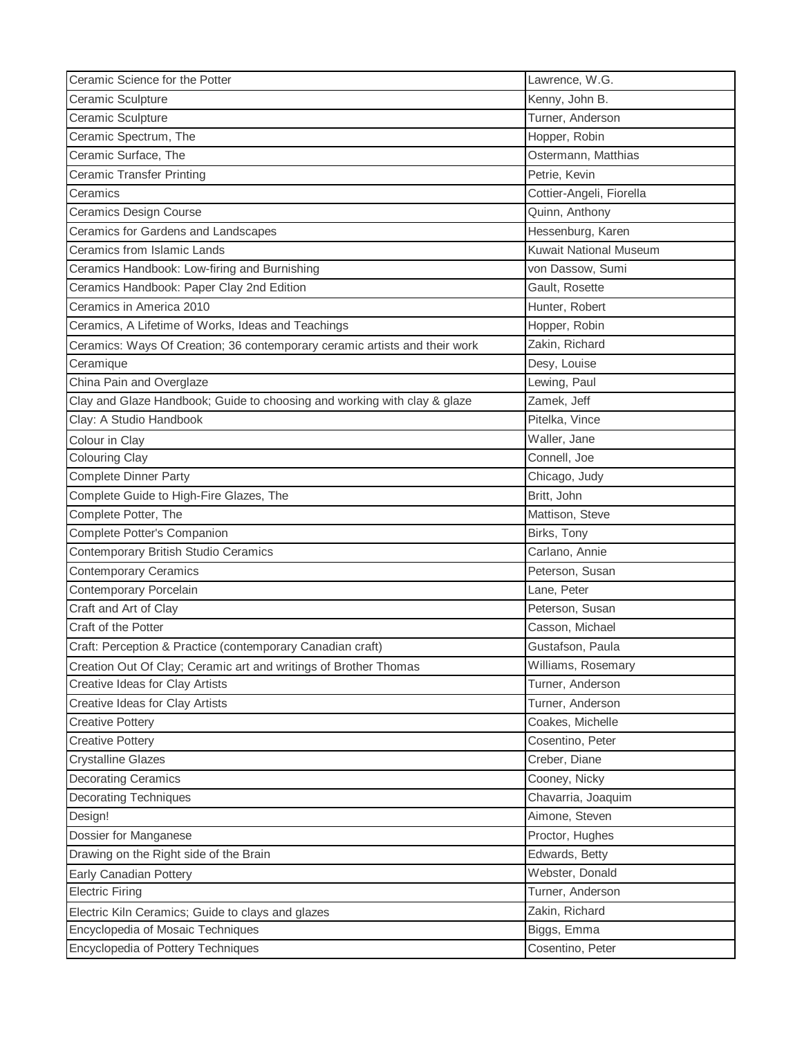| Ceramic Science for the Potter | Lawrence, W.G. |
|---|---|
| Ceramic Sculpture | Kenny, John B. |
| Ceramic Sculpture | Turner, Anderson |
| Ceramic Spectrum, The | Hopper, Robin |
| Ceramic Surface, The | Ostermann, Matthias |
| Ceramic Transfer Printing | Petrie, Kevin |
| Ceramics | Cottier-Angeli, Fiorella |
| Ceramics Design Course | Quinn, Anthony |
| Ceramics for Gardens and Landscapes | Hessenburg, Karen |
| Ceramics from Islamic Lands | Kuwait National Museum |
| Ceramics Handbook: Low-firing and Burnishing | von Dassow, Sumi |
| Ceramics Handbook: Paper Clay 2nd Edition | Gault, Rosette |
| Ceramics in America 2010 | Hunter, Robert |
| Ceramics, A Lifetime of Works, Ideas and Teachings | Hopper, Robin |
| Ceramics: Ways Of Creation; 36 contemporary ceramic artists and their work | Zakin, Richard |
| Ceramique | Desy, Louise |
| China Pain and Overglaze | Lewing, Paul |
| Clay and Glaze Handbook; Guide to choosing and working with clay & glaze | Zamek, Jeff |
| Clay: A Studio Handbook | Pitelka, Vince |
| Colour in Clay | Waller, Jane |
| Colouring Clay | Connell, Joe |
| Complete Dinner Party | Chicago, Judy |
| Complete Guide to High-Fire Glazes, The | Britt, John |
| Complete Potter, The | Mattison, Steve |
| Complete Potter's Companion | Birks, Tony |
| Contemporary British Studio Ceramics | Carlano, Annie |
| Contemporary Ceramics | Peterson, Susan |
| Contemporary Porcelain | Lane, Peter |
| Craft and Art of Clay | Peterson, Susan |
| Craft of the Potter | Casson, Michael |
| Craft: Perception & Practice (contemporary Canadian craft) | Gustafson, Paula |
| Creation Out Of Clay; Ceramic art and writings of Brother Thomas | Williams, Rosemary |
| Creative Ideas for Clay Artists | Turner, Anderson |
| Creative Ideas for Clay Artists | Turner, Anderson |
| Creative Pottery | Coakes, Michelle |
| Creative Pottery | Cosentino, Peter |
| Crystalline Glazes | Creber, Diane |
| Decorating Ceramics | Cooney, Nicky |
| Decorating Techniques | Chavarria, Joaquim |
| Design! | Aimone, Steven |
| Dossier for Manganese | Proctor, Hughes |
| Drawing on the Right side of the Brain | Edwards, Betty |
| Early Canadian Pottery | Webster, Donald |
| Electric Firing | Turner, Anderson |
| Electric Kiln Ceramics; Guide to clays and glazes | Zakin, Richard |
| Encyclopedia of Mosaic Techniques | Biggs, Emma |
| Encyclopedia of Pottery Techniques | Cosentino, Peter |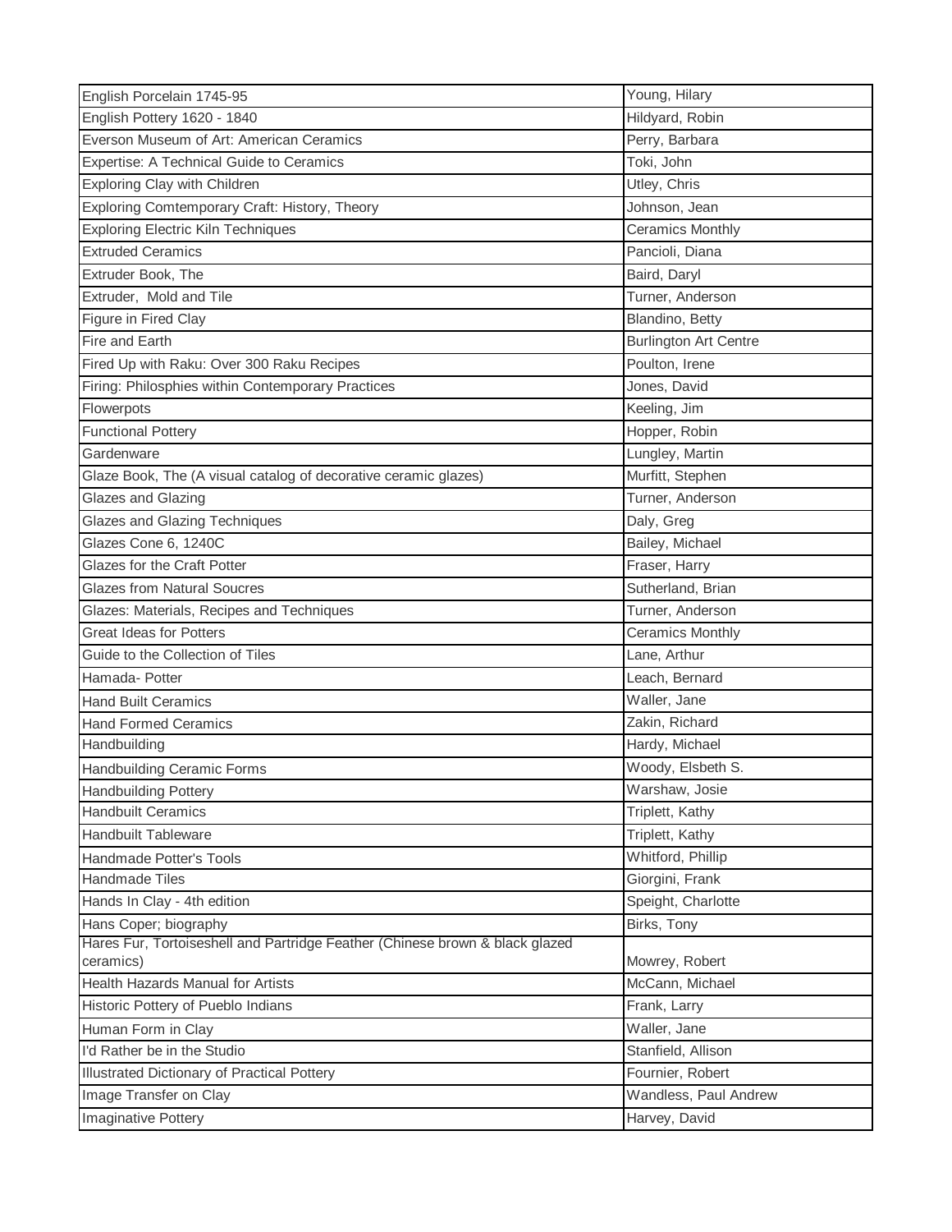| English Porcelain 1745-95 | Young, Hilary |
|---|---|
| English Pottery 1620 - 1840 | Hildyard, Robin |
| Everson Museum of Art: American Ceramics | Perry, Barbara |
| Expertise: A Technical Guide to Ceramics | Toki, John |
| Exploring Clay with Children | Utley, Chris |
| Exploring Comtemporary Craft: History, Theory | Johnson, Jean |
| Exploring Electric Kiln Techniques | Ceramics Monthly |
| Extruded Ceramics | Pancioli, Diana |
| Extruder Book, The | Baird, Daryl |
| Extruder, Mold and Tile | Turner, Anderson |
| Figure in Fired Clay | Blandino, Betty |
| Fire and Earth | Burlington Art Centre |
| Fired Up with Raku: Over 300 Raku Recipes | Poulton, Irene |
| Firing: Philosphies within Contemporary Practices | Jones, David |
| Flowerpots | Keeling, Jim |
| Functional Pottery | Hopper, Robin |
| Gardenware | Lungley, Martin |
| Glaze Book, The (A visual catalog of decorative ceramic glazes) | Murfitt, Stephen |
| Glazes and Glazing | Turner, Anderson |
| Glazes and Glazing Techniques | Daly, Greg |
| Glazes Cone 6, 1240C | Bailey, Michael |
| Glazes for the Craft Potter | Fraser, Harry |
| Glazes from Natural Soucres | Sutherland, Brian |
| Glazes: Materials, Recipes and Techniques | Turner, Anderson |
| Great Ideas for Potters | Ceramics Monthly |
| Guide to the Collection of Tiles | Lane, Arthur |
| Hamada- Potter | Leach, Bernard |
| Hand Built Ceramics | Waller, Jane |
| Hand Formed Ceramics | Zakin, Richard |
| Handbuilding | Hardy, Michael |
| Handbuilding Ceramic Forms | Woody, Elsbeth S. |
| Handbuilding Pottery | Warshaw, Josie |
| Handbuilt Ceramics | Triplett, Kathy |
| Handbuilt Tableware | Triplett, Kathy |
| Handmade Potter's Tools | Whitford, Phillip |
| Handmade Tiles | Giorgini, Frank |
| Hands In Clay - 4th edition | Speight, Charlotte |
| Hans Coper; biography | Birks, Tony |
| Hares Fur, Tortoiseshell and Partridge Feather (Chinese brown & black glazed ceramics) | Mowrey, Robert |
| Health Hazards Manual for Artists | McCann, Michael |
| Historic Pottery of Pueblo Indians | Frank, Larry |
| Human Form in Clay | Waller, Jane |
| I'd Rather be in the Studio | Stanfield, Allison |
| Illustrated Dictionary of Practical Pottery | Fournier, Robert |
| Image Transfer on Clay | Wandless, Paul Andrew |
| Imaginative Pottery | Harvey, David |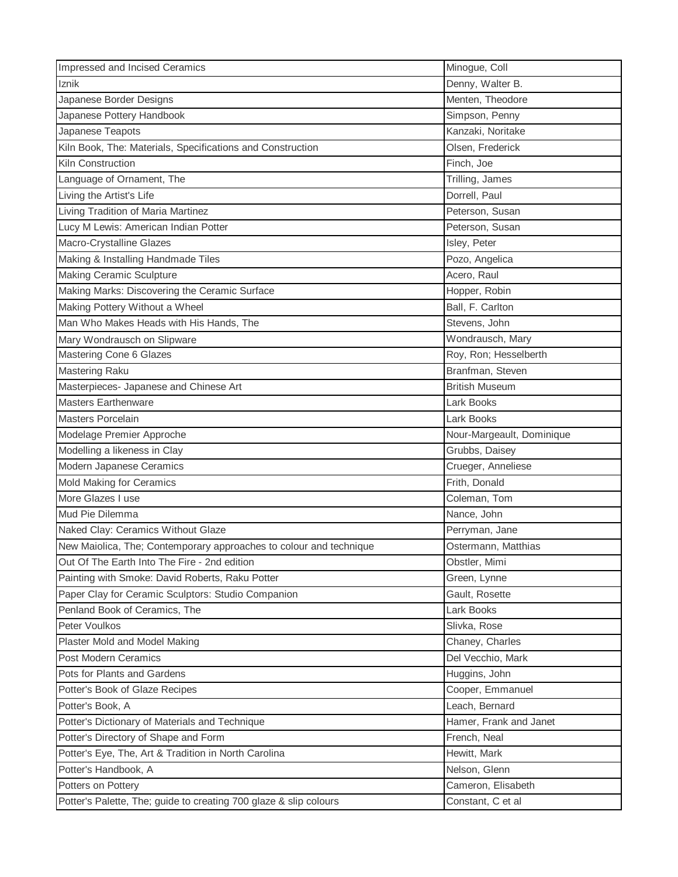| | |
|---|---|
| Impressed and Incised Ceramics | Minogue, Coll |
| Iznik | Denny, Walter B. |
| Japanese Border Designs | Menten, Theodore |
| Japanese Pottery Handbook | Simpson, Penny |
| Japanese Teapots | Kanzaki, Noritake |
| Kiln Book, The: Materials, Specifications and Construction | Olsen, Frederick |
| Kiln Construction | Finch, Joe |
| Language of Ornament, The | Trilling, James |
| Living the Artist's Life | Dorrell, Paul |
| Living Tradition of Maria Martinez | Peterson, Susan |
| Lucy M Lewis: American Indian Potter | Peterson, Susan |
| Macro-Crystalline Glazes | Isley, Peter |
| Making & Installing Handmade Tiles | Pozo, Angelica |
| Making Ceramic Sculpture | Acero, Raul |
| Making Marks: Discovering the Ceramic Surface | Hopper, Robin |
| Making Pottery Without a Wheel | Ball, F. Carlton |
| Man Who Makes Heads with His Hands, The | Stevens, John |
| Mary Wondrausch on Slipware | Wondrausch, Mary |
| Mastering Cone 6 Glazes | Roy, Ron; Hesselberth |
| Mastering Raku | Branfman, Steven |
| Masterpieces- Japanese and Chinese Art | British Museum |
| Masters Earthenware | Lark Books |
| Masters Porcelain | Lark Books |
| Modelage Premier Approche | Nour-Margeault, Dominique |
| Modelling a likeness in Clay | Grubbs, Daisey |
| Modern Japanese Ceramics | Crueger, Anneliese |
| Mold Making for Ceramics | Frith, Donald |
| More Glazes I use | Coleman, Tom |
| Mud Pie Dilemma | Nance, John |
| Naked Clay: Ceramics Without Glaze | Perryman, Jane |
| New Maiolica, The; Contemporary approaches to colour and technique | Ostermann, Matthias |
| Out Of The Earth Into The Fire - 2nd edition | Obstler, Mimi |
| Painting with Smoke: David Roberts, Raku Potter | Green, Lynne |
| Paper Clay for Ceramic Sculptors: Studio Companion | Gault, Rosette |
| Penland Book of Ceramics, The | Lark Books |
| Peter Voulkos | Slivka, Rose |
| Plaster Mold and Model Making | Chaney, Charles |
| Post Modern Ceramics | Del Vecchio, Mark |
| Pots for Plants and Gardens | Huggins, John |
| Potter's Book of Glaze Recipes | Cooper, Emmanuel |
| Potter's Book, A | Leach, Bernard |
| Potter's Dictionary of Materials and Technique | Hamer, Frank and Janet |
| Potter's Directory of Shape and Form | French, Neal |
| Potter's Eye, The, Art & Tradition in North Carolina | Hewitt, Mark |
| Potter's Handbook, A | Nelson, Glenn |
| Potters on Pottery | Cameron, Elisabeth |
| Potter's Palette, The; guide to creating 700 glaze & slip colours | Constant, C et al |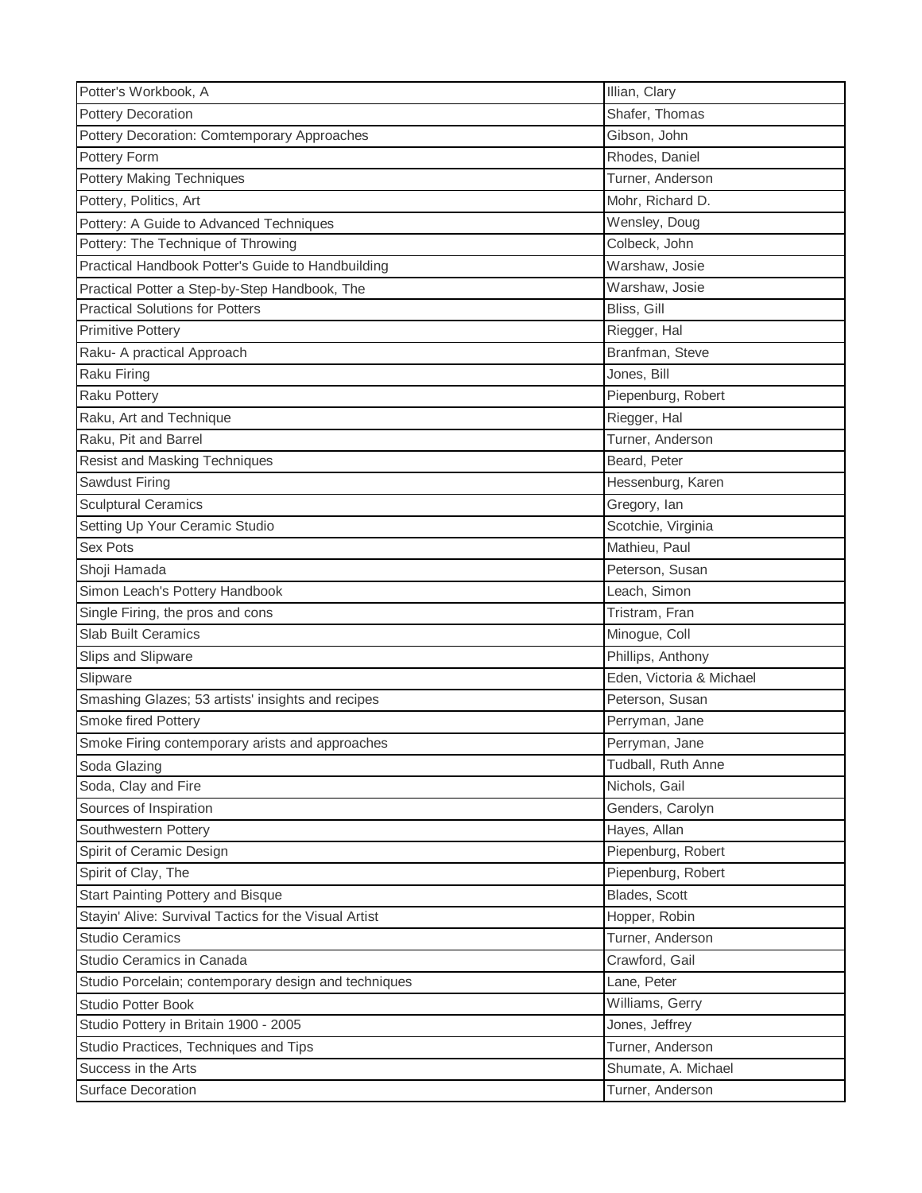| | |
|---|---|
| Potter's Workbook, A | Illian, Clary |
| Pottery Decoration | Shafer, Thomas |
| Pottery Decoration: Comtemporary Approaches | Gibson, John |
| Pottery Form | Rhodes, Daniel |
| Pottery Making Techniques | Turner, Anderson |
| Pottery, Politics, Art | Mohr, Richard D. |
| Pottery: A Guide to Advanced Techniques | Wensley, Doug |
| Pottery: The Technique of Throwing | Colbeck, John |
| Practical Handbook Potter's Guide to Handbuilding | Warshaw, Josie |
| Practical Potter a Step-by-Step Handbook, The | Warshaw, Josie |
| Practical Solutions for Potters | Bliss, Gill |
| Primitive Pottery | Riegger, Hal |
| Raku- A practical Approach | Branfman, Steve |
| Raku Firing | Jones, Bill |
| Raku Pottery | Piepenburg, Robert |
| Raku, Art and Technique | Riegger, Hal |
| Raku, Pit and Barrel | Turner, Anderson |
| Resist and Masking Techniques | Beard, Peter |
| Sawdust Firing | Hessenburg, Karen |
| Sculptural Ceramics | Gregory, Ian |
| Setting Up Your Ceramic Studio | Scotchie, Virginia |
| Sex Pots | Mathieu, Paul |
| Shoji Hamada | Peterson, Susan |
| Simon Leach's Pottery Handbook | Leach, Simon |
| Single Firing, the pros and cons | Tristram, Fran |
| Slab Built Ceramics | Minogue, Coll |
| Slips and Slipware | Phillips, Anthony |
| Slipware | Eden, Victoria & Michael |
| Smashing Glazes; 53 artists' insights and recipes | Peterson, Susan |
| Smoke fired Pottery | Perryman, Jane |
| Smoke Firing contemporary arists and approaches | Perryman, Jane |
| Soda Glazing | Tudball, Ruth Anne |
| Soda, Clay and Fire | Nichols, Gail |
| Sources of Inspiration | Genders, Carolyn |
| Southwestern Pottery | Hayes, Allan |
| Spirit of Ceramic Design | Piepenburg, Robert |
| Spirit of Clay, The | Piepenburg, Robert |
| Start Painting Pottery and Bisque | Blades, Scott |
| Stayin' Alive: Survival Tactics for the Visual Artist | Hopper, Robin |
| Studio Ceramics | Turner, Anderson |
| Studio Ceramics in Canada | Crawford, Gail |
| Studio Porcelain; contemporary design and techniques | Lane, Peter |
| Studio Potter Book | Williams, Gerry |
| Studio Pottery in Britain 1900 - 2005 | Jones, Jeffrey |
| Studio Practices, Techniques and Tips | Turner, Anderson |
| Success in the Arts | Shumate, A. Michael |
| Surface Decoration | Turner, Anderson |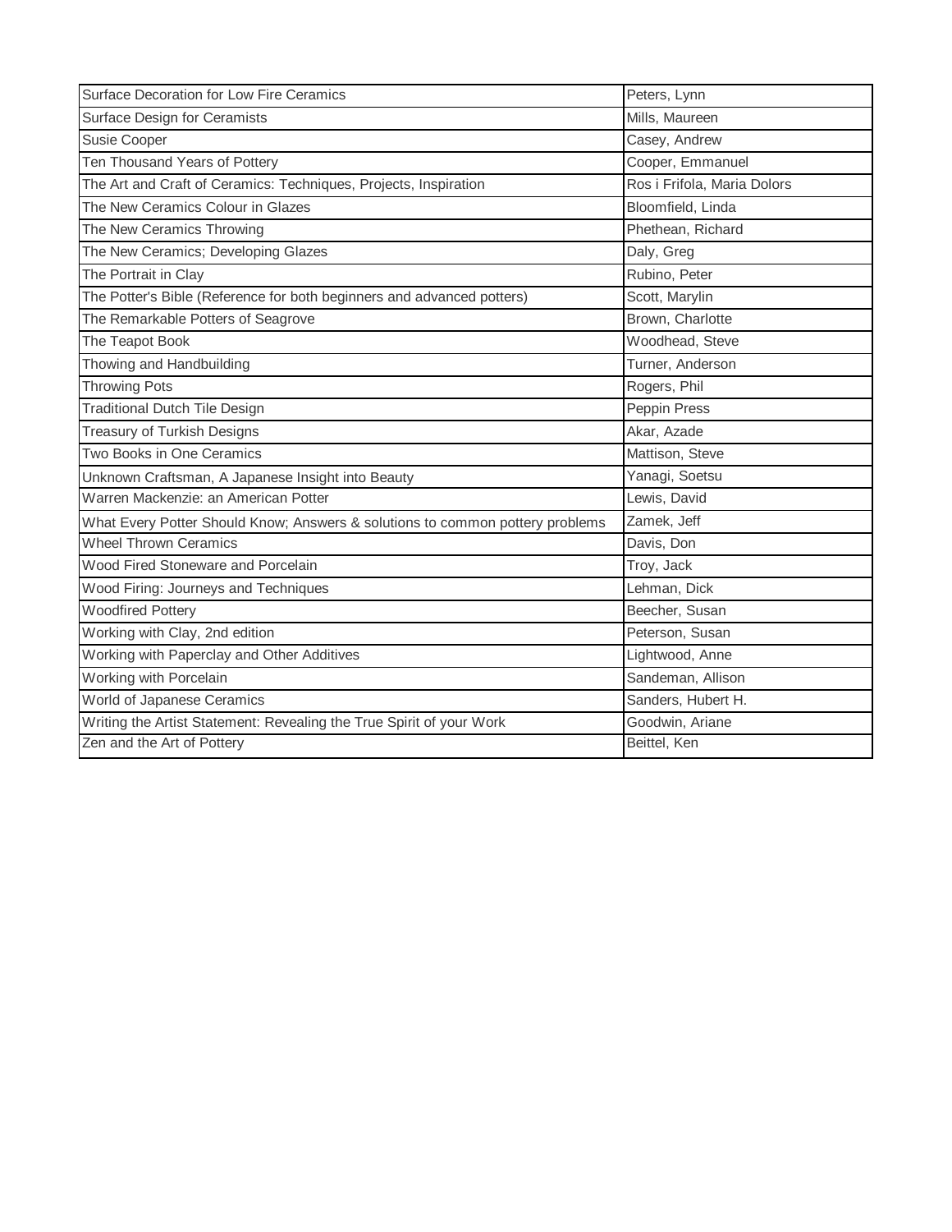| Surface Decoration for Low Fire Ceramics | Peters, Lynn |
|---|---|
| Surface Design for Ceramists | Mills, Maureen |
| Susie Cooper | Casey, Andrew |
| Ten Thousand Years of Pottery | Cooper, Emmanuel |
| The Art and Craft of Ceramics: Techniques, Projects, Inspiration | Ros i Frifola, Maria Dolors |
| The New Ceramics Colour in Glazes | Bloomfield, Linda |
| The New Ceramics Throwing | Phethean, Richard |
| The New Ceramics; Developing Glazes | Daly, Greg |
| The Portrait in Clay | Rubino, Peter |
| The Potter's Bible (Reference for both beginners and advanced potters) | Scott, Marylin |
| The Remarkable Potters of Seagrove | Brown, Charlotte |
| The Teapot Book | Woodhead, Steve |
| Thowing and Handbuilding | Turner, Anderson |
| Throwing Pots | Rogers, Phil |
| Traditional Dutch Tile Design | Peppin Press |
| Treasury of Turkish Designs | Akar, Azade |
| Two Books in One Ceramics | Mattison, Steve |
| Unknown Craftsman, A Japanese Insight into Beauty | Yanagi, Soetsu |
| Warren Mackenzie: an American Potter | Lewis, David |
| What Every Potter Should Know; Answers & solutions to common pottery problems | Zamek, Jeff |
| Wheel Thrown Ceramics | Davis, Don |
| Wood Fired Stoneware and Porcelain | Troy, Jack |
| Wood Firing: Journeys and Techniques | Lehman, Dick |
| Woodfired Pottery | Beecher, Susan |
| Working with Clay, 2nd edition | Peterson, Susan |
| Working with Paperclay and Other Additives | Lightwood, Anne |
| Working with Porcelain | Sandeman, Allison |
| World of Japanese Ceramics | Sanders, Hubert H. |
| Writing the Artist Statement: Revealing the True Spirit of your Work | Goodwin, Ariane |
| Zen and the Art of Pottery | Beittel, Ken |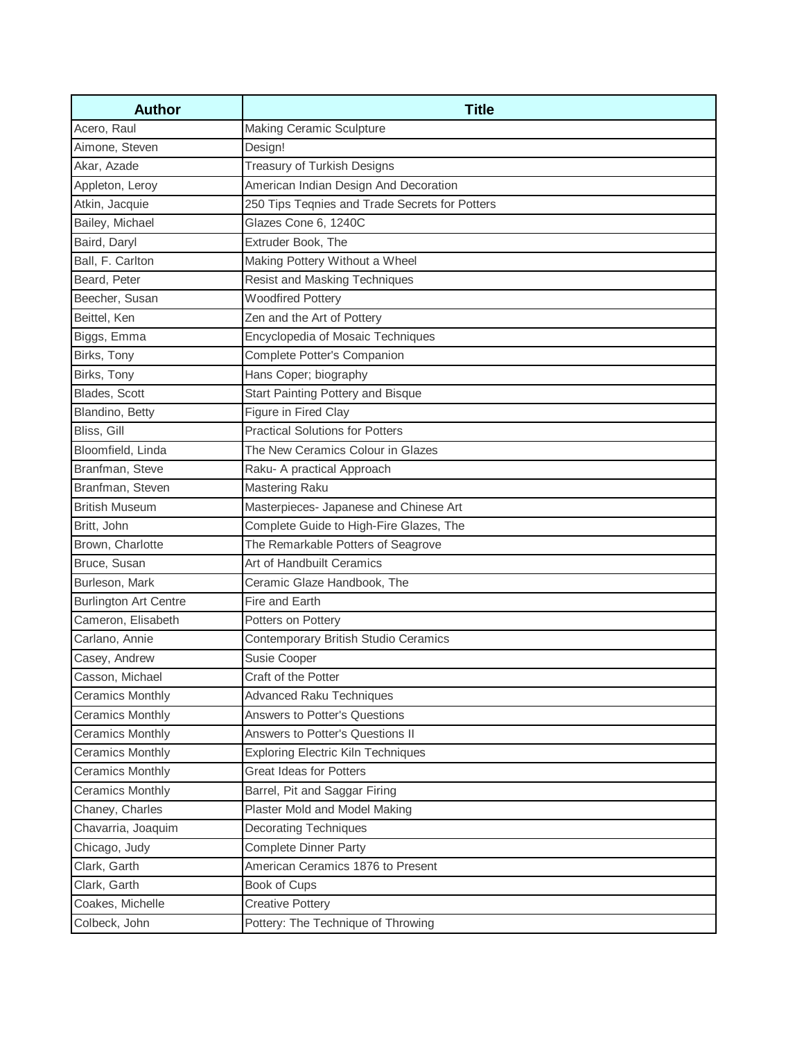| Author | Title |
| --- | --- |
| Acero, Raul | Making Ceramic Sculpture |
| Aimone, Steven | Design! |
| Akar, Azade | Treasury of Turkish Designs |
| Appleton, Leroy | American Indian Design And Decoration |
| Atkin, Jacquie | 250 Tips Teqnies and Trade Secrets for Potters |
| Bailey, Michael | Glazes Cone 6, 1240C |
| Baird, Daryl | Extruder Book, The |
| Ball, F. Carlton | Making Pottery Without a Wheel |
| Beard, Peter | Resist and Masking Techniques |
| Beecher, Susan | Woodfired Pottery |
| Beittel, Ken | Zen and the Art of Pottery |
| Biggs, Emma | Encyclopedia of Mosaic Techniques |
| Birks, Tony | Complete Potter's Companion |
| Birks, Tony | Hans Coper; biography |
| Blades, Scott | Start Painting Pottery and Bisque |
| Blandino, Betty | Figure in Fired Clay |
| Bliss, Gill | Practical Solutions for Potters |
| Bloomfield, Linda | The New Ceramics Colour in Glazes |
| Branfman, Steve | Raku- A practical Approach |
| Branfman, Steven | Mastering Raku |
| British Museum | Masterpieces- Japanese and Chinese Art |
| Britt, John | Complete Guide to High-Fire Glazes, The |
| Brown, Charlotte | The Remarkable Potters of Seagrove |
| Bruce, Susan | Art of Handbuilt Ceramics |
| Burleson, Mark | Ceramic Glaze Handbook, The |
| Burlington Art Centre | Fire and Earth |
| Cameron, Elisabeth | Potters on Pottery |
| Carlano, Annie | Contemporary British Studio Ceramics |
| Casey, Andrew | Susie Cooper |
| Casson, Michael | Craft of the Potter |
| Ceramics Monthly | Advanced Raku Techniques |
| Ceramics Monthly | Answers to Potter's Questions |
| Ceramics Monthly | Answers to Potter's Questions II |
| Ceramics Monthly | Exploring Electric Kiln Techniques |
| Ceramics Monthly | Great Ideas for Potters |
| Ceramics Monthly | Barrel, Pit and Saggar Firing |
| Chaney, Charles | Plaster Mold and Model Making |
| Chavarria, Joaquim | Decorating Techniques |
| Chicago, Judy | Complete Dinner Party |
| Clark, Garth | American Ceramics 1876 to Present |
| Clark, Garth | Book of Cups |
| Coakes, Michelle | Creative Pottery |
| Colbeck, John | Pottery: The Technique of Throwing |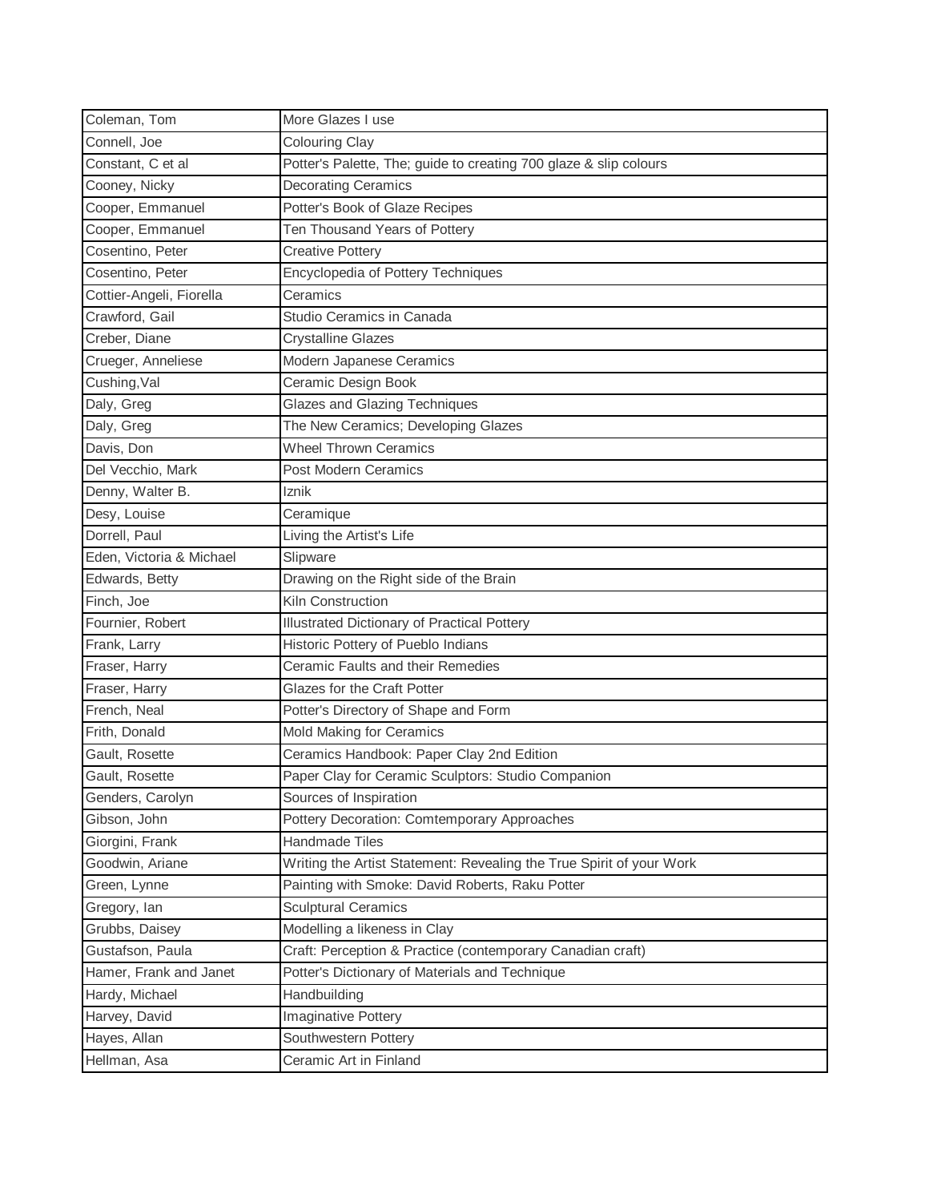| | |
|---|---|
| Coleman, Tom | More Glazes I use |
| Connell, Joe | Colouring Clay |
| Constant, C et al | Potter's Palette, The; guide to creating 700 glaze & slip colours |
| Cooney, Nicky | Decorating Ceramics |
| Cooper, Emmanuel | Potter's Book of Glaze Recipes |
| Cooper, Emmanuel | Ten Thousand Years of Pottery |
| Cosentino, Peter | Creative Pottery |
| Cosentino, Peter | Encyclopedia of Pottery Techniques |
| Cottier-Angeli, Fiorella | Ceramics |
| Crawford, Gail | Studio Ceramics in Canada |
| Creber, Diane | Crystalline Glazes |
| Crueger, Anneliese | Modern Japanese Ceramics |
| Cushing,Val | Ceramic Design Book |
| Daly, Greg | Glazes and Glazing Techniques |
| Daly, Greg | The New Ceramics; Developing Glazes |
| Davis, Don | Wheel Thrown Ceramics |
| Del Vecchio, Mark | Post Modern Ceramics |
| Denny, Walter B. | Iznik |
| Desy, Louise | Ceramique |
| Dorrell, Paul | Living the Artist's Life |
| Eden, Victoria & Michael | Slipware |
| Edwards, Betty | Drawing on the Right side of the Brain |
| Finch, Joe | Kiln Construction |
| Fournier, Robert | Illustrated Dictionary of Practical Pottery |
| Frank, Larry | Historic Pottery of Pueblo Indians |
| Fraser, Harry | Ceramic Faults and their Remedies |
| Fraser, Harry | Glazes for the Craft Potter |
| French, Neal | Potter's Directory of Shape and Form |
| Frith, Donald | Mold Making for Ceramics |
| Gault, Rosette | Ceramics Handbook: Paper Clay 2nd Edition |
| Gault, Rosette | Paper Clay for Ceramic Sculptors: Studio Companion |
| Genders, Carolyn | Sources of Inspiration |
| Gibson, John | Pottery Decoration: Comtemporary Approaches |
| Giorgini, Frank | Handmade Tiles |
| Goodwin, Ariane | Writing the Artist Statement: Revealing the True Spirit of your Work |
| Green, Lynne | Painting with Smoke: David Roberts, Raku Potter |
| Gregory, Ian | Sculptural Ceramics |
| Grubbs, Daisey | Modelling a likeness in Clay |
| Gustafson, Paula | Craft: Perception & Practice (contemporary Canadian craft) |
| Hamer, Frank and Janet | Potter's Dictionary of Materials and Technique |
| Hardy, Michael | Handbuilding |
| Harvey, David | Imaginative Pottery |
| Hayes, Allan | Southwestern Pottery |
| Hellman, Asa | Ceramic Art in Finland |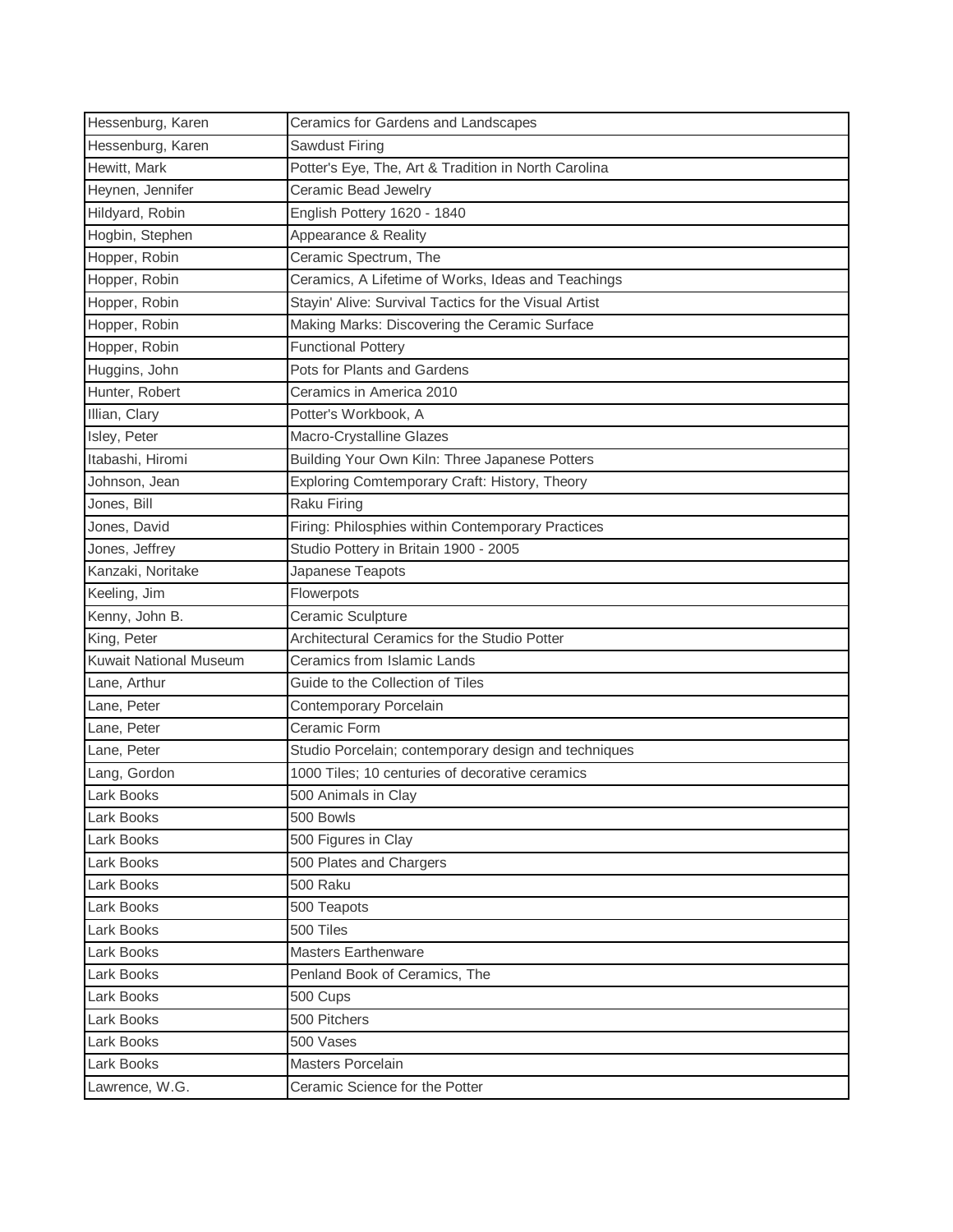| Hessenburg, Karen | Ceramics for Gardens and Landscapes |
|---|---|
| Hessenburg, Karen | Sawdust Firing |
| Hewitt, Mark | Potter's Eye, The, Art & Tradition in North Carolina |
| Heynen, Jennifer | Ceramic Bead Jewelry |
| Hildyard, Robin | English Pottery 1620 - 1840 |
| Hogbin, Stephen | Appearance & Reality |
| Hopper, Robin | Ceramic Spectrum, The |
| Hopper, Robin | Ceramics, A Lifetime of Works, Ideas and Teachings |
| Hopper, Robin | Stayin' Alive: Survival Tactics for the Visual Artist |
| Hopper, Robin | Making Marks: Discovering the Ceramic Surface |
| Hopper, Robin | Functional Pottery |
| Huggins, John | Pots for Plants and Gardens |
| Hunter, Robert | Ceramics in America 2010 |
| Illian, Clary | Potter's Workbook, A |
| Isley, Peter | Macro-Crystalline Glazes |
| Itabashi, Hiromi | Building Your Own Kiln: Three Japanese Potters |
| Johnson, Jean | Exploring Comtemporary Craft: History, Theory |
| Jones, Bill | Raku Firing |
| Jones, David | Firing: Philosphies within Contemporary Practices |
| Jones, Jeffrey | Studio Pottery in Britain 1900 - 2005 |
| Kanzaki, Noritake | Japanese Teapots |
| Keeling, Jim | Flowerpots |
| Kenny, John B. | Ceramic Sculpture |
| King, Peter | Architectural Ceramics for the Studio Potter |
| Kuwait National Museum | Ceramics from Islamic Lands |
| Lane, Arthur | Guide to the Collection of Tiles |
| Lane, Peter | Contemporary Porcelain |
| Lane, Peter | Ceramic Form |
| Lane, Peter | Studio Porcelain; contemporary design and techniques |
| Lang, Gordon | 1000 Tiles; 10 centuries of decorative ceramics |
| Lark Books | 500 Animals in Clay |
| Lark Books | 500 Bowls |
| Lark Books | 500 Figures in Clay |
| Lark Books | 500 Plates and Chargers |
| Lark Books | 500 Raku |
| Lark Books | 500 Teapots |
| Lark Books | 500 Tiles |
| Lark Books | Masters Earthenware |
| Lark Books | Penland Book of Ceramics, The |
| Lark Books | 500 Cups |
| Lark Books | 500 Pitchers |
| Lark Books | 500 Vases |
| Lark Books | Masters Porcelain |
| Lawrence, W.G. | Ceramic Science for the Potter |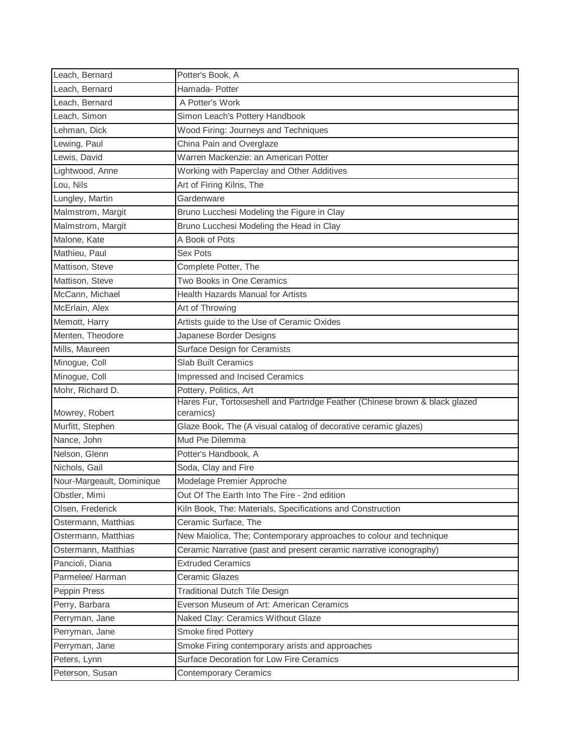| Leach, Bernard | Potter's Book, A |
|---|---|
| Leach, Bernard | Hamada- Potter |
| Leach, Bernard | A Potter's Work |
| Leach, Simon | Simon Leach's Pottery Handbook |
| Lehman, Dick | Wood Firing: Journeys and Techniques |
| Lewing, Paul | China Pain and Overglaze |
| Lewis, David | Warren Mackenzie: an American Potter |
| Lightwood, Anne | Working with Paperclay and Other Additives |
| Lou, Nils | Art of Firing Kilns, The |
| Lungley, Martin | Gardenware |
| Malmstrom, Margit | Bruno Lucchesi Modeling the Figure in Clay |
| Malmstrom, Margit | Bruno Lucchesi Modeling the Head in Clay |
| Malone, Kate | A Book of Pots |
| Mathieu, Paul | Sex Pots |
| Mattison, Steve | Complete Potter, The |
| Mattison, Steve | Two Books in One Ceramics |
| McCann, Michael | Health Hazards Manual for Artists |
| McErlain, Alex | Art of Throwing |
| Memott, Harry | Artists guide to the Use of Ceramic Oxides |
| Menten, Theodore | Japanese Border Designs |
| Mills, Maureen | Surface Design for Ceramists |
| Minogue, Coll | Slab Built Ceramics |
| Minogue, Coll | Impressed and Incised Ceramics |
| Mohr, Richard D. | Pottery, Politics, Art |
| Mowrey, Robert | Hares Fur, Tortoiseshell and Partridge Feather (Chinese brown & black glazed ceramics) |
| Murfitt, Stephen | Glaze Book, The (A visual catalog of decorative ceramic glazes) |
| Nance, John | Mud Pie Dilemma |
| Nelson, Glenn | Potter's Handbook, A |
| Nichols, Gail | Soda, Clay and Fire |
| Nour-Margeault, Dominique | Modelage Premier Approche |
| Obstler, Mimi | Out Of The Earth Into The Fire - 2nd edition |
| Olsen, Frederick | Kiln Book, The: Materials, Specifications and Construction |
| Ostermann, Matthias | Ceramic Surface, The |
| Ostermann, Matthias | New Maiolica, The; Contemporary approaches to colour and technique |
| Ostermann, Matthias | Ceramic Narrative (past and present ceramic narrative iconography) |
| Pancioli, Diana | Extruded Ceramics |
| Parmelee/ Harman | Ceramic Glazes |
| Peppin Press | Traditional Dutch Tile Design |
| Perry, Barbara | Everson Museum of Art: American Ceramics |
| Perryman, Jane | Naked Clay: Ceramics Without Glaze |
| Perryman, Jane | Smoke fired Pottery |
| Perryman, Jane | Smoke Firing contemporary arists and approaches |
| Peters, Lynn | Surface Decoration for Low Fire Ceramics |
| Peterson, Susan | Contemporary Ceramics |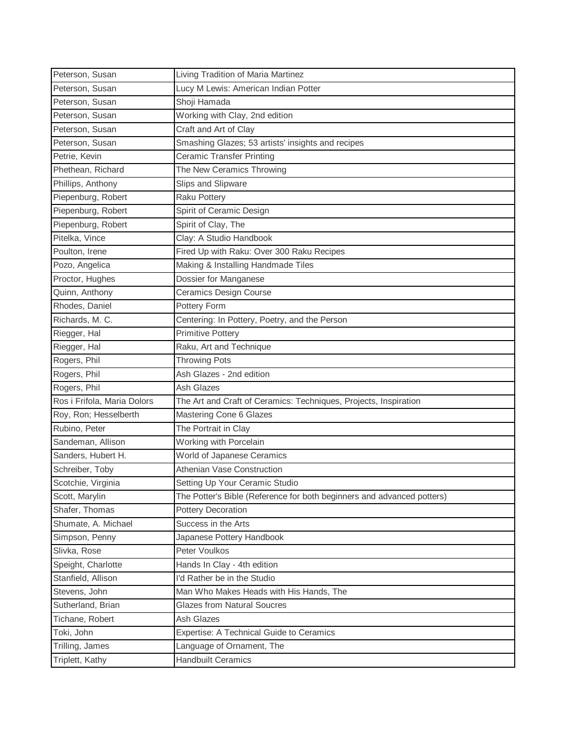| Peterson, Susan | Living Tradition of Maria Martinez |
|---|---|
| Peterson, Susan | Lucy M Lewis: American Indian Potter |
| Peterson, Susan | Shoji Hamada |
| Peterson, Susan | Working with Clay, 2nd edition |
| Peterson, Susan | Craft and Art of Clay |
| Peterson, Susan | Smashing Glazes; 53 artists' insights and recipes |
| Petrie, Kevin | Ceramic Transfer Printing |
| Phethean, Richard | The New Ceramics Throwing |
| Phillips, Anthony | Slips and Slipware |
| Piepenburg, Robert | Raku Pottery |
| Piepenburg, Robert | Spirit of Ceramic Design |
| Piepenburg, Robert | Spirit of Clay, The |
| Pitelka, Vince | Clay: A Studio Handbook |
| Poulton, Irene | Fired Up with Raku: Over 300 Raku Recipes |
| Pozo, Angelica | Making & Installing Handmade Tiles |
| Proctor, Hughes | Dossier for Manganese |
| Quinn, Anthony | Ceramics Design Course |
| Rhodes, Daniel | Pottery Form |
| Richards, M. C. | Centering: In Pottery, Poetry, and the Person |
| Riegger, Hal | Primitive Pottery |
| Riegger, Hal | Raku, Art and Technique |
| Rogers, Phil | Throwing Pots |
| Rogers, Phil | Ash Glazes - 2nd edition |
| Rogers, Phil | Ash Glazes |
| Ros i Frifola, Maria Dolors | The Art and Craft of Ceramics: Techniques, Projects, Inspiration |
| Roy, Ron; Hesselberth | Mastering Cone 6 Glazes |
| Rubino, Peter | The Portrait in Clay |
| Sandeman, Allison | Working with Porcelain |
| Sanders, Hubert H. | World of Japanese Ceramics |
| Schreiber, Toby | Athenian Vase Construction |
| Scotchie, Virginia | Setting Up Your Ceramic Studio |
| Scott, Marylin | The Potter's Bible (Reference for both beginners and advanced potters) |
| Shafer, Thomas | Pottery Decoration |
| Shumate, A. Michael | Success in the Arts |
| Simpson, Penny | Japanese Pottery Handbook |
| Slivka, Rose | Peter Voulkos |
| Speight, Charlotte | Hands In Clay - 4th edition |
| Stanfield, Allison | I'd Rather be in the Studio |
| Stevens, John | Man Who Makes Heads with His Hands, The |
| Sutherland, Brian | Glazes from Natural Soucres |
| Tichane, Robert | Ash Glazes |
| Toki, John | Expertise: A Technical Guide to Ceramics |
| Trilling, James | Language of Ornament, The |
| Triplett, Kathy | Handbuilt Ceramics |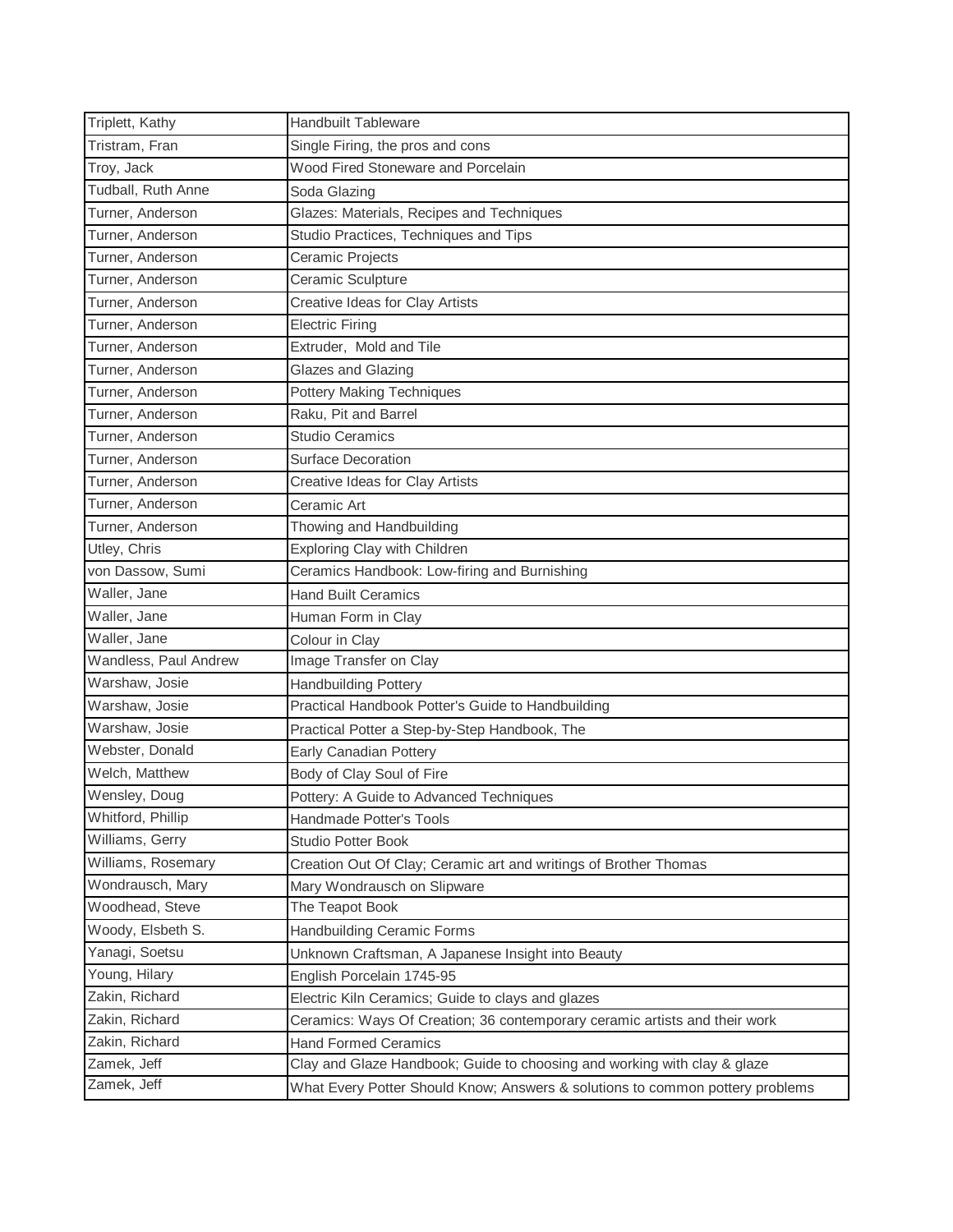| | |
|---|---|
| Triplett, Kathy | Handbuilt Tableware |
| Tristram, Fran | Single Firing, the pros and cons |
| Troy, Jack | Wood Fired Stoneware and Porcelain |
| Tudball, Ruth Anne | Soda Glazing |
| Turner, Anderson | Glazes: Materials, Recipes and Techniques |
| Turner, Anderson | Studio Practices, Techniques and Tips |
| Turner, Anderson | Ceramic Projects |
| Turner, Anderson | Ceramic Sculpture |
| Turner, Anderson | Creative Ideas for Clay Artists |
| Turner, Anderson | Electric Firing |
| Turner, Anderson | Extruder,  Mold and Tile |
| Turner, Anderson | Glazes and Glazing |
| Turner, Anderson | Pottery Making Techniques |
| Turner, Anderson | Raku, Pit and Barrel |
| Turner, Anderson | Studio Ceramics |
| Turner, Anderson | Surface Decoration |
| Turner, Anderson | Creative Ideas for Clay Artists |
| Turner, Anderson | Ceramic Art |
| Turner, Anderson | Thowing and Handbuilding |
| Utley, Chris | Exploring Clay with Children |
| von Dassow, Sumi | Ceramics Handbook: Low-firing and Burnishing |
| Waller, Jane | Hand Built Ceramics |
| Waller, Jane | Human Form in Clay |
| Waller, Jane | Colour in Clay |
| Wandless, Paul Andrew | Image Transfer on Clay |
| Warshaw, Josie | Handbuilding Pottery |
| Warshaw, Josie | Practical Handbook Potter's Guide to Handbuilding |
| Warshaw, Josie | Practical Potter a Step-by-Step Handbook, The |
| Webster, Donald | Early Canadian Pottery |
| Welch, Matthew | Body of Clay Soul of Fire |
| Wensley, Doug | Pottery: A Guide to Advanced Techniques |
| Whitford, Phillip | Handmade Potter's Tools |
| Williams, Gerry | Studio Potter Book |
| Williams, Rosemary | Creation Out Of Clay; Ceramic art and writings of Brother Thomas |
| Wondrausch, Mary | Mary Wondrausch on Slipware |
| Woodhead, Steve | The Teapot Book |
| Woody, Elsbeth S. | Handbuilding Ceramic Forms |
| Yanagi, Soetsu | Unknown Craftsman, A Japanese Insight into Beauty |
| Young, Hilary | English Porcelain 1745-95 |
| Zakin, Richard | Electric Kiln Ceramics; Guide to clays and glazes |
| Zakin, Richard | Ceramics: Ways Of Creation; 36 contemporary ceramic artists and their work |
| Zakin, Richard | Hand Formed Ceramics |
| Zamek, Jeff | Clay and Glaze Handbook; Guide to choosing and working with clay & glaze |
| Zamek, Jeff | What Every Potter Should Know; Answers & solutions to common pottery problems |